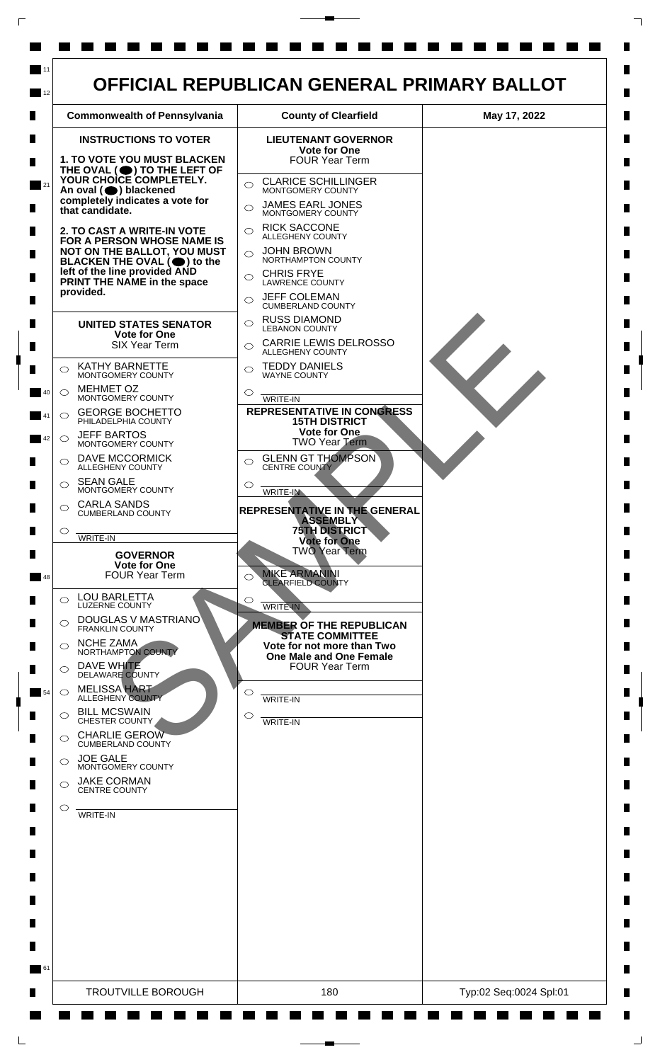# OFFICIAL REPUBLICAN GENERAL PRIMARY BALLOT

| Commonwealth of Pennsylvania | County of Clearfield | May 17, 2022 |
|---|---|---|

## INSTRUCTIONS TO VOTER

**1. TO VOTE YOU MUST BLACKEN THE OVAL (●) TO THE LEFT OF YOUR CHOICE COMPLETELY. An oval (●) blackened completely indicates a vote for that candidate.**

**2. TO CAST A WRITE-IN VOTE FOR A PERSON WHOSE NAME IS NOT ON THE BALLOT, YOU MUST BLACKEN THE OVAL (●) to the left of the line provided AND PRINT THE NAME in the space provided.**

### UNITED STATES SENATOR
**Vote for One**
SIX Year Term

- ○ KATHY BARNETTE — MONTGOMERY COUNTY
- ○ MEHMET OZ — MONTGOMERY COUNTY
- ○ GEORGE BOCHETTO — PHILADELPHIA COUNTY
- ○ JEFF BARTOS — MONTGOMERY COUNTY
- ○ DAVE MCCORMICK — ALLEGHENY COUNTY
- ○ SEAN GALE — MONTGOMERY COUNTY
- ○ CARLA SANDS — CUMBERLAND COUNTY
- ○ ________ WRITE-IN

### GOVERNOR
**Vote for One**
FOUR Year Term

- ○ LOU BARLETTA — LUZERNE COUNTY
- ○ DOUGLAS V MASTRIANO — FRANKLIN COUNTY
- ○ NCHE ZAMA — NORTHAMPTON COUNTY
- ○ DAVE WHITE — DELAWARE COUNTY
- ○ MELISSA HART — ALLEGHENY COUNTY
- ○ BILL MCSWAIN — CHESTER COUNTY
- ○ CHARLIE GEROW — CUMBERLAND COUNTY
- ○ JOE GALE — MONTGOMERY COUNTY
- ○ JAKE CORMAN — CENTRE COUNTY
- ○ ________ WRITE-IN

### LIEUTENANT GOVERNOR
**Vote for One**
FOUR Year Term

- ○ CLARICE SCHILLINGER — MONTGOMERY COUNTY
- ○ JAMES EARL JONES — MONTGOMERY COUNTY
- ○ RICK SACCONE — ALLEGHENY COUNTY
- ○ JOHN BROWN — NORTHAMPTON COUNTY
- ○ CHRIS FRYE — LAWRENCE COUNTY
- ○ JEFF COLEMAN — CUMBERLAND COUNTY
- ○ RUSS DIAMOND — LEBANON COUNTY
- ○ CARRIE LEWIS DELROSSO — ALLEGHENY COUNTY
- ○ TEDDY DANIELS — WAYNE COUNTY
- ○ ________ WRITE-IN

### REPRESENTATIVE IN CONGRESS 15TH DISTRICT
**Vote for One**
TWO Year Term

- ○ GLENN GT THOMPSON — CENTRE COUNTY
- ○ ________ WRITE-IN

### REPRESENTATIVE IN THE GENERAL ASSEMBLY 75TH DISTRICT
**Vote for One**
TWO Year Term

- ○ MIKE ARMANINI — CLEARFIELD COUNTY
- ○ ________ WRITE-IN

### MEMBER OF THE REPUBLICAN STATE COMMITTEE
**Vote for not more than Two**
**One Male and One Female**
FOUR Year Term

- ○ ________ WRITE-IN
- ○ ________ WRITE-IN

SAMPLE

| TROUTVILLE BOROUGH | 180 | Typ:02 Seq:0024 Spl:01 |
|---|---|---|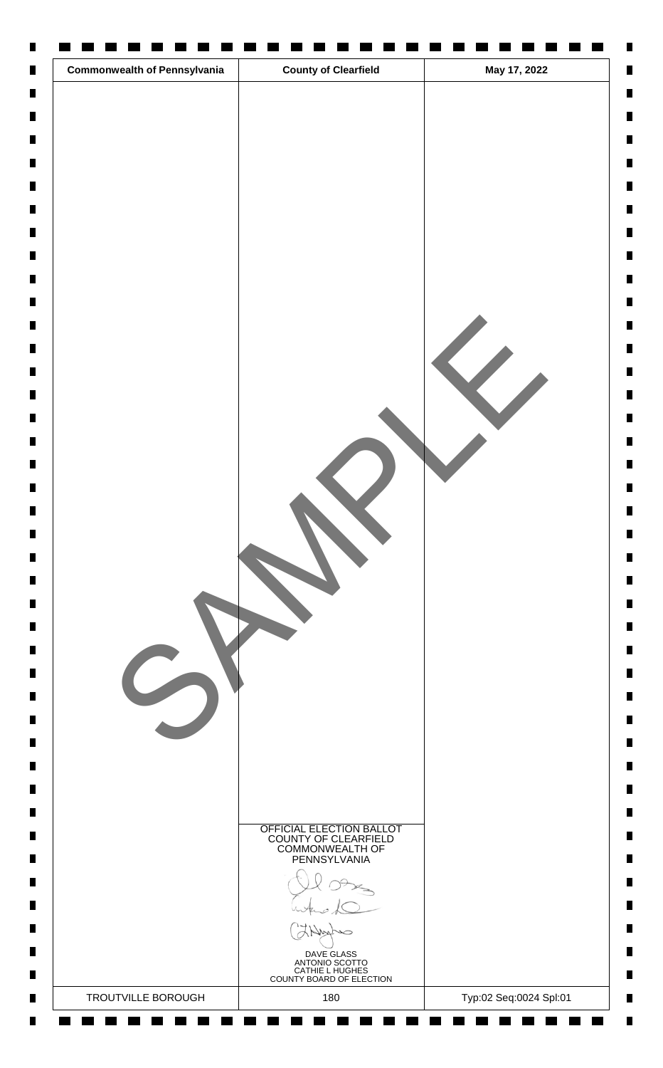| Commonwealth of Pennsylvania | County of Clearfield | May 17, 2022 |
| --- | --- | --- |

SAMPLE

OFFICIAL ELECTION BALLOT
COUNTY OF CLEARFIELD
COMMONWEALTH OF
PENNSYLVANIA

DAVE GLASS
ANTONIO SCOTTO
CATHIE L HUGHES
COUNTY BOARD OF ELECTION

| | | |
| --- | --- | --- |
| TROUTVILLE BOROUGH | 180 | Typ:02 Seq:0024 Spl:01 |